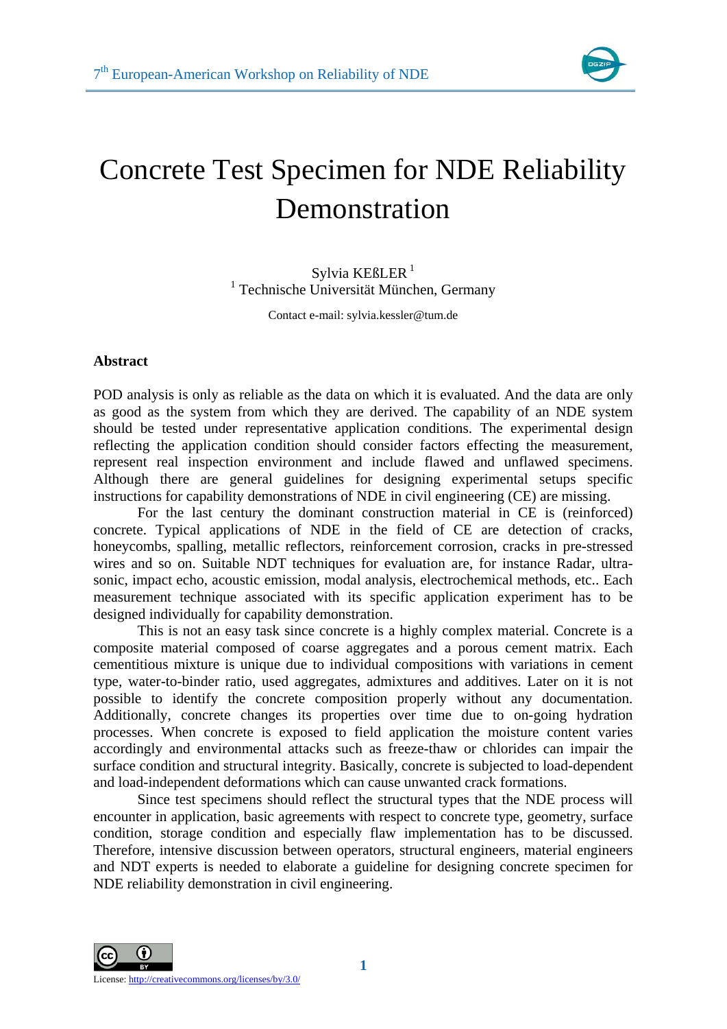# Concrete Test Specimen for NDE Reliability Demonstration

Sylvia KEßLER [1]

[1] Technische Universität München, Germany

Contact e-mail: sylvia.kessler@tum.de

**Abstract**

POD analysis is only as reliable as the data on which it is evaluated. And the data are only as good as the system from which they are derived. The capability of an NDE system should be tested under representative application conditions. The experimental design reflecting the application condition should consider factors effecting the measurement, represent real inspection environment and include flawed and unflawed specimens. Although there are general guidelines for designing experimental setups specific instructions for capability demonstrations of NDE in civil engineering (CE) are missing.

For the last century the dominant construction material in CE is (reinforced) concrete. Typical applications of NDE in the field of CE are detection of cracks, honeycombs, spalling, metallic reflectors, reinforcement corrosion, cracks in pre-stressed wires and so on. Suitable NDT techniques for evaluation are, for instance Radar, ultra-sonic, impact echo, acoustic emission, modal analysis, electrochemical methods, etc.. Each measurement technique associated with its specific application experiment has to be designed individually for capability demonstration.

This is not an easy task since concrete is a highly complex material. Concrete is a composite material composed of coarse aggregates and a porous cement matrix. Each cementitious mixture is unique due to individual compositions with variations in cement type, water-to-binder ratio, used aggregates, admixtures and additives. Later on it is not possible to identify the concrete composition properly without any documentation. Additionally, concrete changes its properties over time due to on-going hydration processes. When concrete is exposed to field application the moisture content varies accordingly and environmental attacks such as freeze-thaw or chlorides can impair the surface condition and structural integrity. Basically, concrete is subjected to load-dependent and load-independent deformations which can cause unwanted crack formations.

Since test specimens should reflect the structural types that the NDE process will encounter in application, basic agreements with respect to concrete type, geometry, surface condition, storage condition and especially flaw implementation has to be discussed. Therefore, intensive discussion between operators, structural engineers, material engineers and NDT experts is needed to elaborate a guideline for designing concrete specimen for NDE reliability demonstration in civil engineering.

License: http://creativecommons.org/licenses/by/3.0/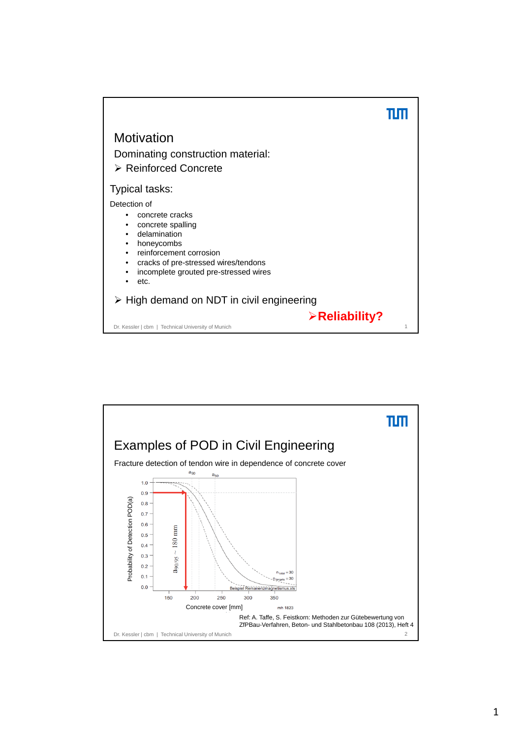# Motivation

## Dominating construction material:

- ➢ Reinforced Concrete

### Typical tasks:

Detection of

- concrete cracks
- concrete spalling
- delamination
- honeycombs
- reinforcement corrosion
- cracks of pre-stressed wires/tendons
- incomplete grouted pre-stressed wires
- etc.

➢ High demand on NDT in civil engineering

**➢Reliability?**

# Examples of POD in Civil Engineering

Fracture detection of tendon wire in dependence of concrete cover

Probability of Detection POD(a)

$a_{90}$ $a_{50}$

$a_{90/95} \sim 180$ mm

$n_{total} = 30$

$n_{targets} = 30$

Beispiel Remanenzmagnetismus.xls

Concrete cover [mm]

mh 1823

Ref: A. Taffe, S. Feistkorn: Methoden zur Gütebewertung von ZfPBau-Verfahren, Beton- und Stahlbetonbau 108 (2013), Heft 4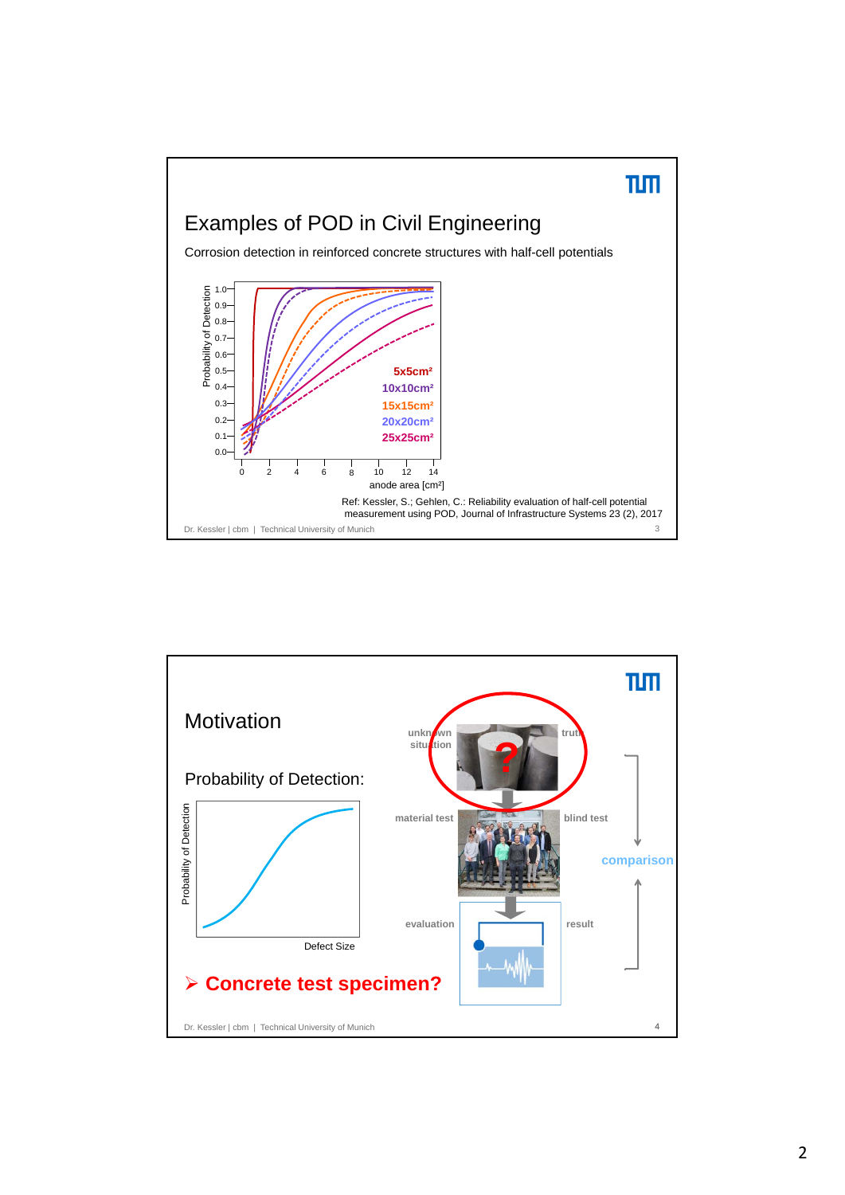## Examples of POD in Civil Engineering

Corrosion detection in reinforced concrete structures with half-cell potentials

Probability of Detection (y-axis: 0.0–1.0) vs. anode area [cm²] (x-axis: 0–14)

Legend: 5x5cm², 10x10cm², 15x15cm², 20x20cm², 25x25cm²

Ref: Kessler, S.; Gehlen, C.: Reliability evaluation of half-cell potential measurement using POD, Journal of Infrastructure Systems 23 (2), 2017

## Motivation

### Probability of Detection:

Probability of Detection (y-axis) vs. Defect Size (x-axis)

unknown situation — truth

material test — blind test

evaluation — result

comparison

➢ **Concrete test specimen?**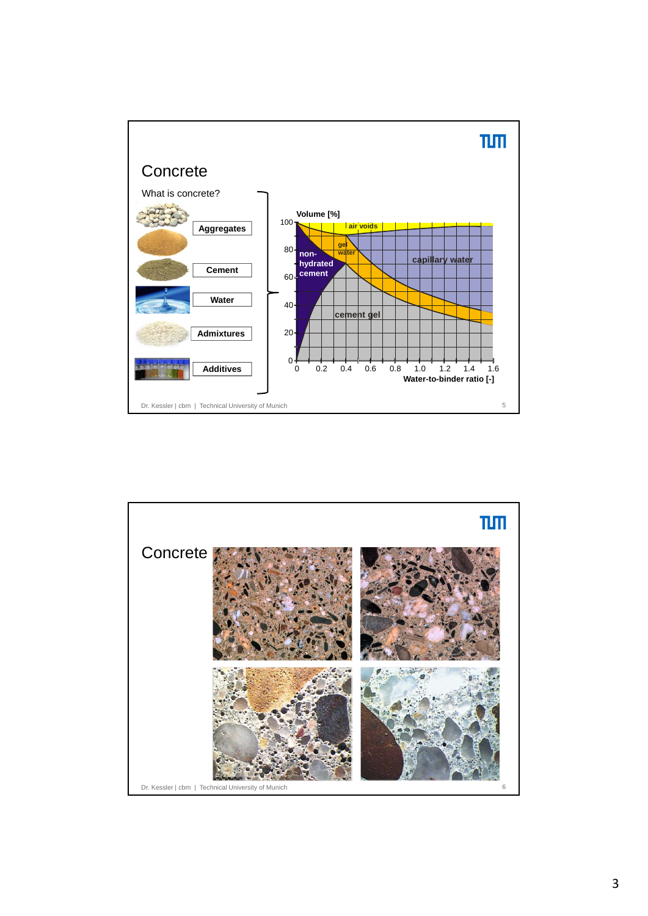## Concrete

What is concrete?

- Aggregates
- Cement
- Water
- Admixtures
- Additives

Volume [%]

air voids

gel water

non-hydrated cement

capillary water

cement gel

Water-to-binder ratio [-]

## Concrete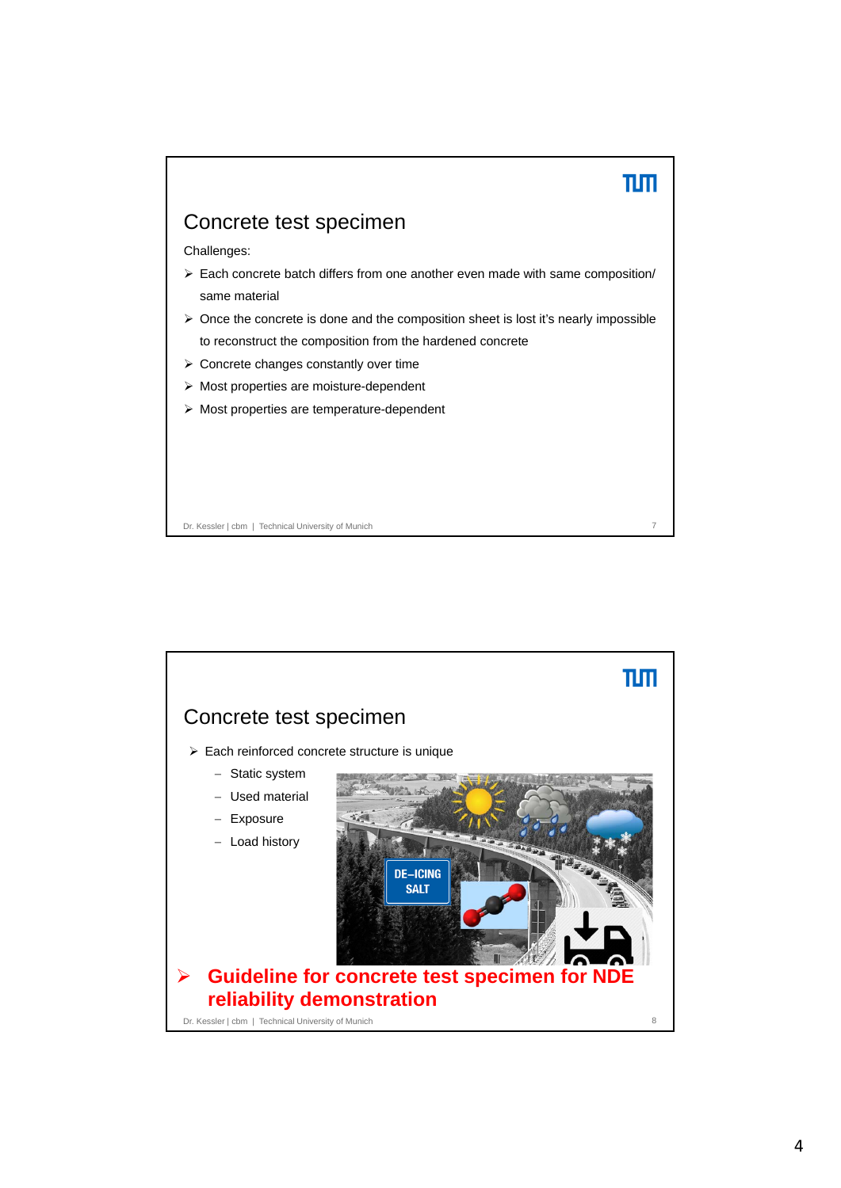## Concrete test specimen

Challenges:

- Each concrete batch differs from one another even made with same composition/ same material
- Once the concrete is done and the composition sheet is lost it's nearly impossible to reconstruct the composition from the hardened concrete
- Concrete changes constantly over time
- Most properties are moisture-dependent
- Most properties are temperature-dependent

## Concrete test specimen

- Each reinforced concrete structure is unique
  - Static system
  - Used material
  - Exposure
  - Load history

- **Guideline for concrete test specimen for NDE reliability demonstration**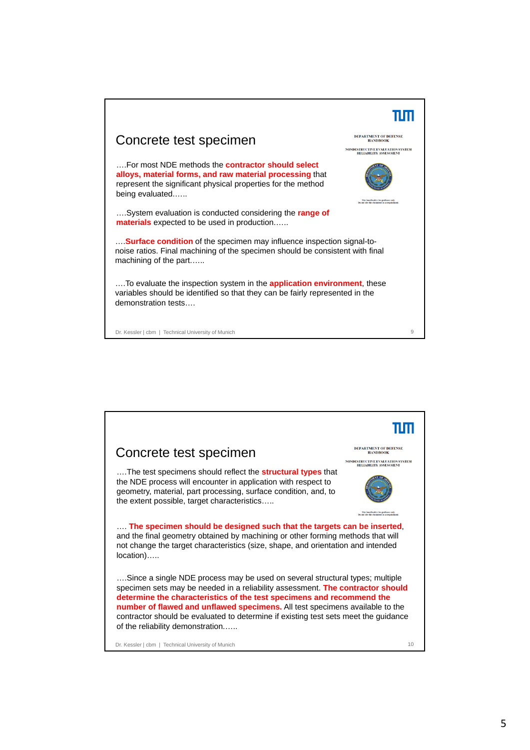## Concrete test specimen

DEPARTMENT OF DEFENSE HANDBOOK

NONDESTRUCTIVE EVALUATION SYSTEM RELIABILITY ASSESSMENT

….For most NDE methods the **contractor should select alloys, material forms, and raw material processing** that represent the significant physical properties for the method being evaluated……

….System evaluation is conducted considering the **range of materials** expected to be used in production……

….**Surface condition** of the specimen may influence inspection signal-to-noise ratios. Final machining of the specimen should be consistent with final machining of the part……

….To evaluate the inspection system in the **application environment**, these variables should be identified so that they can be fairly represented in the demonstration tests….

Dr. Kessler | cbm | Technical University of Munich

## Concrete test specimen

DEPARTMENT OF DEFENSE HANDBOOK

NONDESTRUCTIVE EVALUATION SYSTEM RELIABILITY ASSESSMENT

….The test specimens should reflect the **structural types** that the NDE process will encounter in application with respect to geometry, material, part processing, surface condition, and, to the extent possible, target characteristics…..

…. **The specimen should be designed such that the targets can be inserted**, and the final geometry obtained by machining or other forming methods that will not change the target characteristics (size, shape, and orientation and intended location)…..

….Since a single NDE process may be used on several structural types; multiple specimen sets may be needed in a reliability assessment. **The contractor should determine the characteristics of the test specimens and recommend the number of flawed and unflawed specimens.** All test specimens available to the contractor should be evaluated to determine if existing test sets meet the guidance of the reliability demonstration……

Dr. Kessler | cbm | Technical University of Munich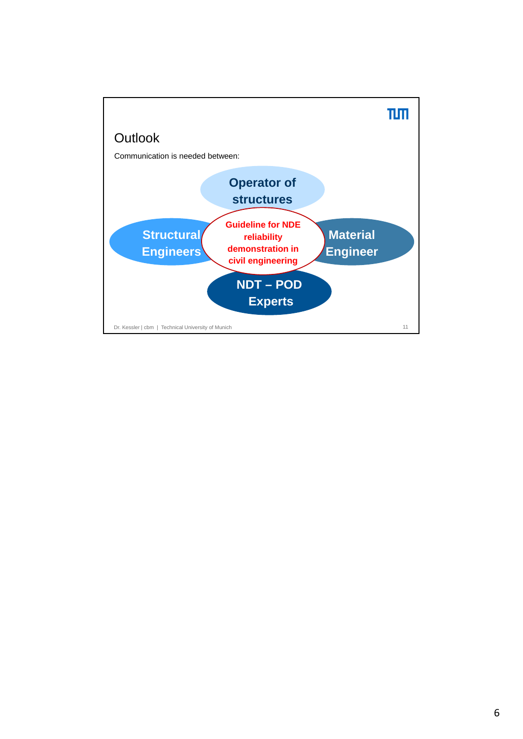## Outlook

Communication is needed between:

Operator of structures

Structural Engineers

Guideline for NDE reliability demonstration in civil engineering

Material Engineer

NDT – POD Experts

Dr. Kessler | cbm | Technical University of Munich